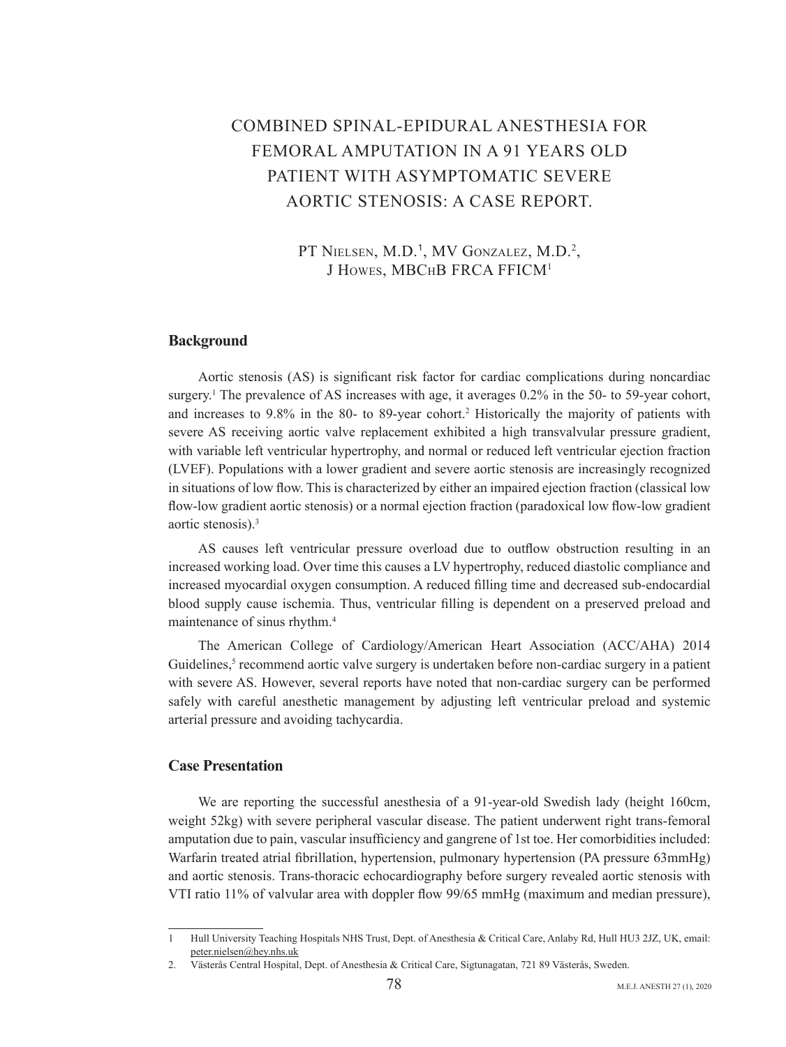# COMBINED SPINAL-EPIDURAL ANESTHESIA FOR FEMORAL AMPUTATION IN A 91 YEARS OLD PATIENT WITH ASYMPTOMATIC SEVERE AORTIC STENOSIS: A CASE REPORT.

PT Nielsen, M.D.[1], MV Gonzalez, M.D.[2], J Howes, MBChB FRCA FFICM[1]

## Background

Aortic stenosis (AS) is significant risk factor for cardiac complications during noncardiac surgery.[1] The prevalence of AS increases with age, it averages 0.2% in the 50- to 59-year cohort, and increases to 9.8% in the 80- to 89-year cohort.[2] Historically the majority of patients with severe AS receiving aortic valve replacement exhibited a high transvalvular pressure gradient, with variable left ventricular hypertrophy, and normal or reduced left ventricular ejection fraction (LVEF). Populations with a lower gradient and severe aortic stenosis are increasingly recognized in situations of low flow. This is characterized by either an impaired ejection fraction (classical low flow-low gradient aortic stenosis) or a normal ejection fraction (paradoxical low flow-low gradient aortic stenosis).[3]

AS causes left ventricular pressure overload due to outflow obstruction resulting in an increased working load. Over time this causes a LV hypertrophy, reduced diastolic compliance and increased myocardial oxygen consumption. A reduced filling time and decreased sub-endocardial blood supply cause ischemia. Thus, ventricular filling is dependent on a preserved preload and maintenance of sinus rhythm.[4]

The American College of Cardiology/American Heart Association (ACC/AHA) 2014 Guidelines,[5] recommend aortic valve surgery is undertaken before non-cardiac surgery in a patient with severe AS. However, several reports have noted that non-cardiac surgery can be performed safely with careful anesthetic management by adjusting left ventricular preload and systemic arterial pressure and avoiding tachycardia.

## Case Presentation

We are reporting the successful anesthesia of a 91-year-old Swedish lady (height 160cm, weight 52kg) with severe peripheral vascular disease. The patient underwent right trans-femoral amputation due to pain, vascular insufficiency and gangrene of 1st toe. Her comorbidities included: Warfarin treated atrial fibrillation, hypertension, pulmonary hypertension (PA pressure 63mmHg) and aortic stenosis. Trans-thoracic echocardiography before surgery revealed aortic stenosis with VTI ratio 11% of valvular area with doppler flow 99/65 mmHg (maximum and median pressure),

---

1 Hull University Teaching Hospitals NHS Trust, Dept. of Anesthesia & Critical Care, Anlaby Rd, Hull HU3 2JZ, UK, email: peter.nielsen@hey.nhs.uk

2. Västerås Central Hospital, Dept. of Anesthesia & Critical Care, Sigtunagatan, 721 89 Västerås, Sweden.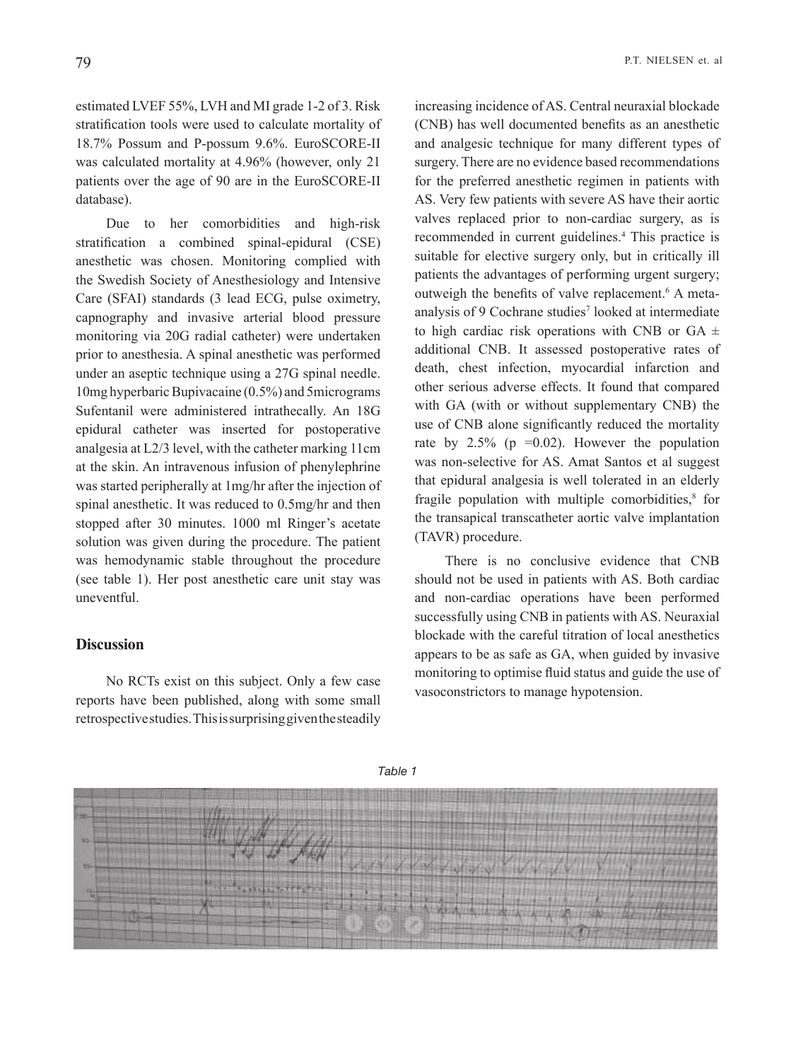estimated LVEF 55%, LVH and MI grade 1-2 of 3. Risk stratification tools were used to calculate mortality of 18.7% Possum and P-possum 9.6%. EuroSCORE-II was calculated mortality at 4.96% (however, only 21 patients over the age of 90 are in the EuroSCORE-II database).

Due to her comorbidities and high-risk stratification a combined spinal-epidural (CSE) anesthetic was chosen. Monitoring complied with the Swedish Society of Anesthesiology and Intensive Care (SFAI) standards (3 lead ECG, pulse oximetry, capnography and invasive arterial blood pressure monitoring via 20G radial catheter) were undertaken prior to anesthesia. A spinal anesthetic was performed under an aseptic technique using a 27G spinal needle. 10mg hyperbaric Bupivacaine (0.5%) and 5micrograms Sufentanil were administered intrathecally. An 18G epidural catheter was inserted for postoperative analgesia at L2/3 level, with the catheter marking 11cm at the skin. An intravenous infusion of phenylephrine was started peripherally at 1mg/hr after the injection of spinal anesthetic. It was reduced to 0.5mg/hr and then stopped after 30 minutes. 1000 ml Ringer's acetate solution was given during the procedure. The patient was hemodynamic stable throughout the procedure (see table 1). Her post anesthetic care unit stay was uneventful.

## Discussion

No RCTs exist on this subject. Only a few case reports have been published, along with some small retrospective studies. This is surprising given the steadily increasing incidence of AS. Central neuraxial blockade (CNB) has well documented benefits as an anesthetic and analgesic technique for many different types of surgery. There are no evidence based recommendations for the preferred anesthetic regimen in patients with AS. Very few patients with severe AS have their aortic valves replaced prior to non-cardiac surgery, as is recommended in current guidelines.[4] This practice is suitable for elective surgery only, but in critically ill patients the advantages of performing urgent surgery; outweigh the benefits of valve replacement.[6] A meta-analysis of 9 Cochrane studies[7] looked at intermediate to high cardiac risk operations with CNB or GA ± additional CNB. It assessed postoperative rates of death, chest infection, myocardial infarction and other serious adverse effects. It found that compared with GA (with or without supplementary CNB) the use of CNB alone significantly reduced the mortality rate by 2.5% ($p = 0.02$). However the population was non-selective for AS. Amat Santos et al suggest that epidural analgesia is well tolerated in an elderly fragile population with multiple comorbidities,[8] for the transapical transcatheter aortic valve implantation (TAVR) procedure.

There is no conclusive evidence that CNB should not be used in patients with AS. Both cardiac and non-cardiac operations have been performed successfully using CNB in patients with AS. Neuraxial blockade with the careful titration of local anesthetics appears to be as safe as GA, when guided by invasive monitoring to optimise fluid status and guide the use of vasoconstrictors to manage hypotension.

*Table 1*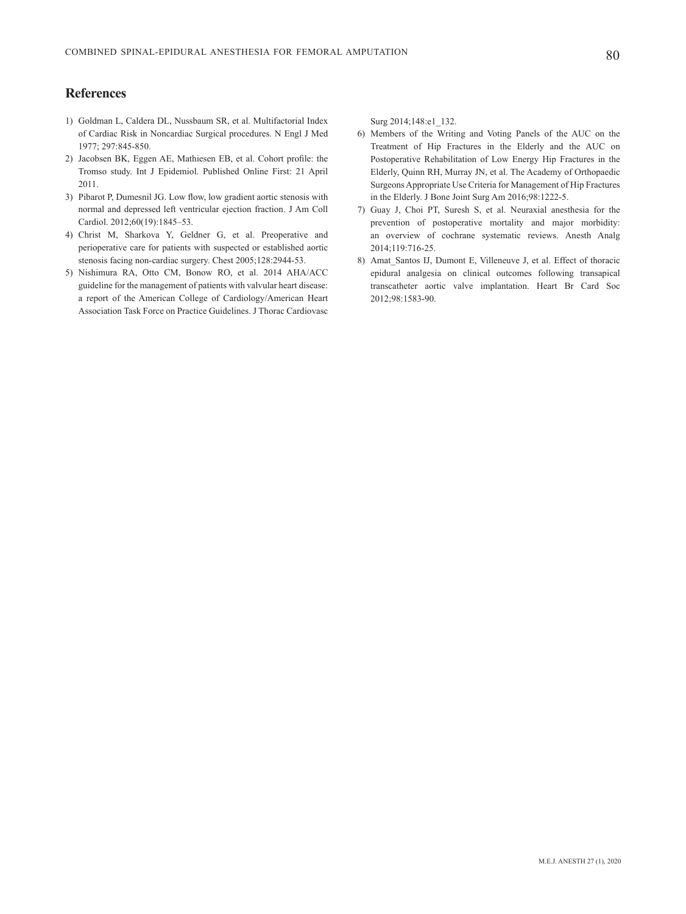## References

1) Goldman L, Caldera DL, Nussbaum SR, et al. Multifactorial Index of Cardiac Risk in Noncardiac Surgical procedures. N Engl J Med 1977; 297:845-850.
2) Jacobsen BK, Eggen AE, Mathiesen EB, et al. Cohort profile: the Tromso study. Int J Epidemiol. Published Online First: 21 April 2011.
3) Pibarot P, Dumesnil JG. Low flow, low gradient aortic stenosis with normal and depressed left ventricular ejection fraction. J Am Coll Cardiol. 2012;60(19):1845–53.
4) Christ M, Sharkova Y, Geldner G, et al. Preoperative and perioperative care for patients with suspected or established aortic stenosis facing non-cardiac surgery. Chest 2005;128:2944-53.
5) Nishimura RA, Otto CM, Bonow RO, et al. 2014 AHA/ACC guideline for the management of patients with valvular heart disease: a report of the American College of Cardiology/American Heart Association Task Force on Practice Guidelines. J Thorac Cardiovasc Surg 2014;148:e1_132.
6) Members of the Writing and Voting Panels of the AUC on the Treatment of Hip Fractures in the Elderly and the AUC on Postoperative Rehabilitation of Low Energy Hip Fractures in the Elderly, Quinn RH, Murray JN, et al. The Academy of Orthopaedic Surgeons Appropriate Use Criteria for Management of Hip Fractures in the Elderly. J Bone Joint Surg Am 2016;98:1222-5.
7) Guay J, Choi PT, Suresh S, et al. Neuraxial anesthesia for the prevention of postoperative mortality and major morbidity: an overview of cochrane systematic reviews. Anesth Analg 2014;119:716-25.
8) Amat_Santos IJ, Dumont E, Villeneuve J, et al. Effect of thoracic epidural analgesia on clinical outcomes following transapical transcatheter aortic valve implantation. Heart Br Card Soc 2012;98:1583-90.